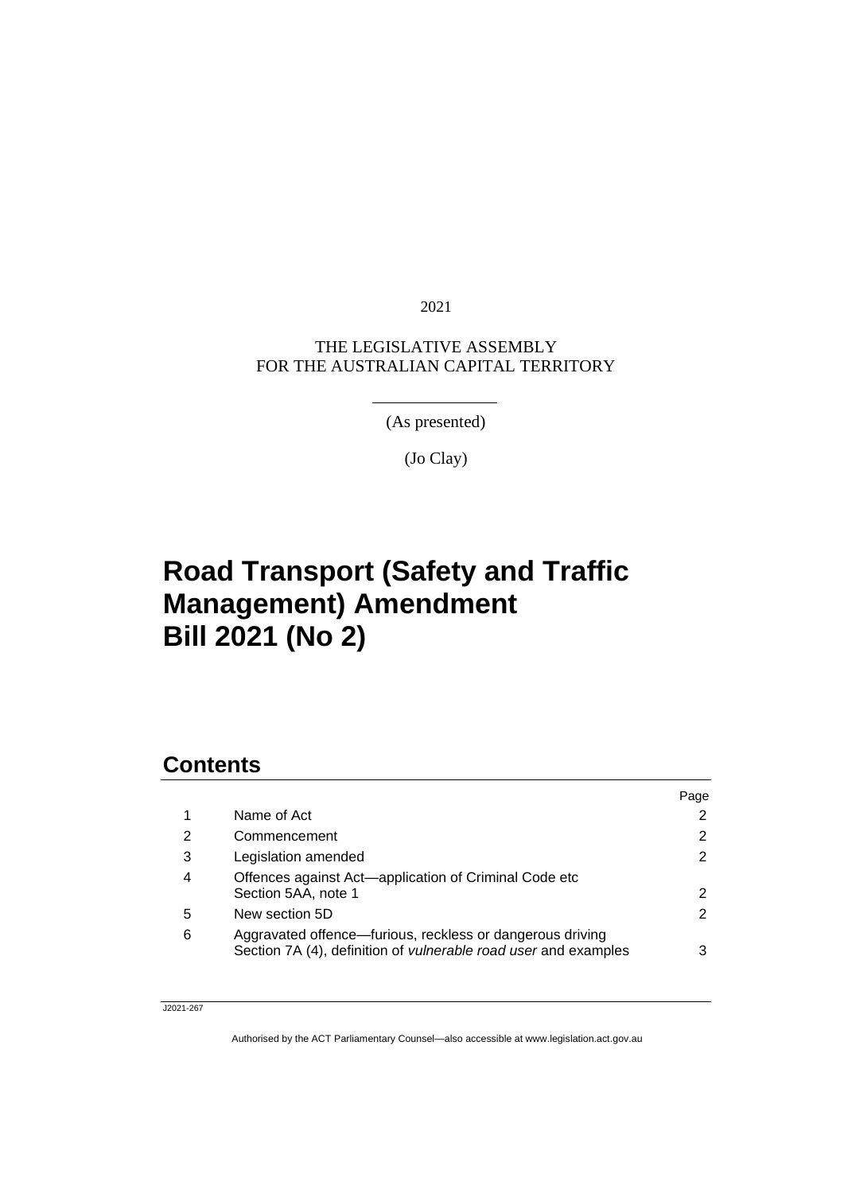2021

THE LEGISLATIVE ASSEMBLY
FOR THE AUSTRALIAN CAPITAL TERRITORY

(As presented)

(Jo Clay)

# Road Transport (Safety and Traffic Management) Amendment Bill 2021 (No 2)

## Contents

| | | Page |
|---|---|---|
| 1 | Name of Act | 2 |
| 2 | Commencement | 2 |
| 3 | Legislation amended | 2 |
| 4 | Offences against Act—application of Criminal Code etc<br>Section 5AA, note 1 | 2 |
| 5 | New section 5D | 2 |
| 6 | Aggravated offence—furious, reckless or dangerous driving<br>Section 7A (4), definition of *vulnerable road user* and examples | 3 |

J2021-267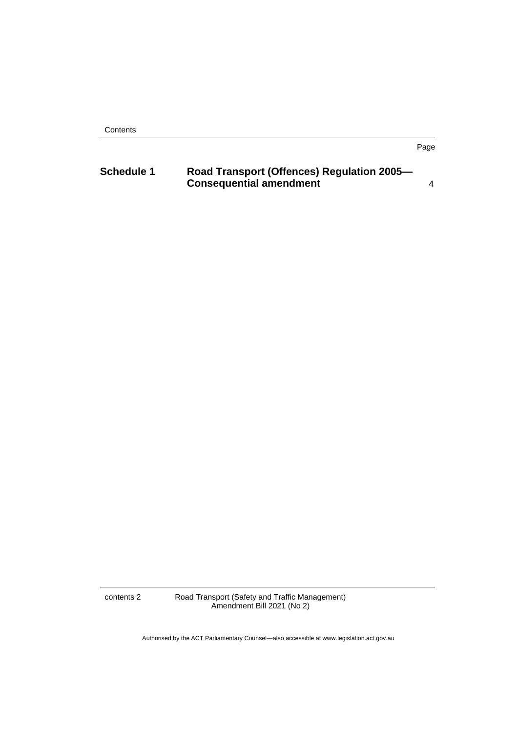| | | Page |
|---|---|---|
| **Schedule 1** | **Road Transport (Offences) Regulation 2005—Consequential amendment** | 4 |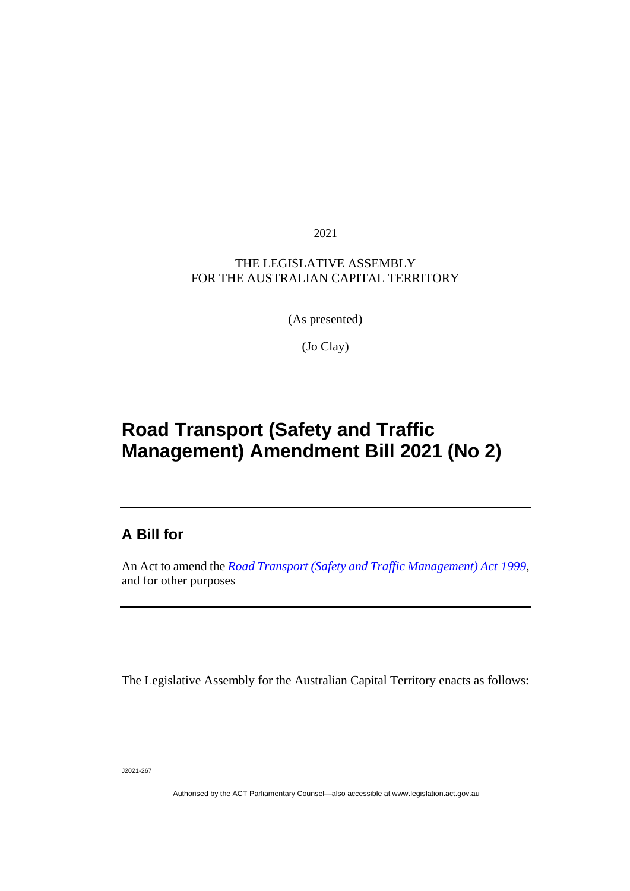2021

THE LEGISLATIVE ASSEMBLY
FOR THE AUSTRALIAN CAPITAL TERRITORY

(As presented)

(Jo Clay)

# Road Transport (Safety and Traffic Management) Amendment Bill 2021 (No 2)

## A Bill for

An Act to amend the *Road Transport (Safety and Traffic Management) Act 1999*, and for other purposes

The Legislative Assembly for the Australian Capital Territory enacts as follows:

J2021-267

Authorised by the ACT Parliamentary Counsel—also accessible at www.legislation.act.gov.au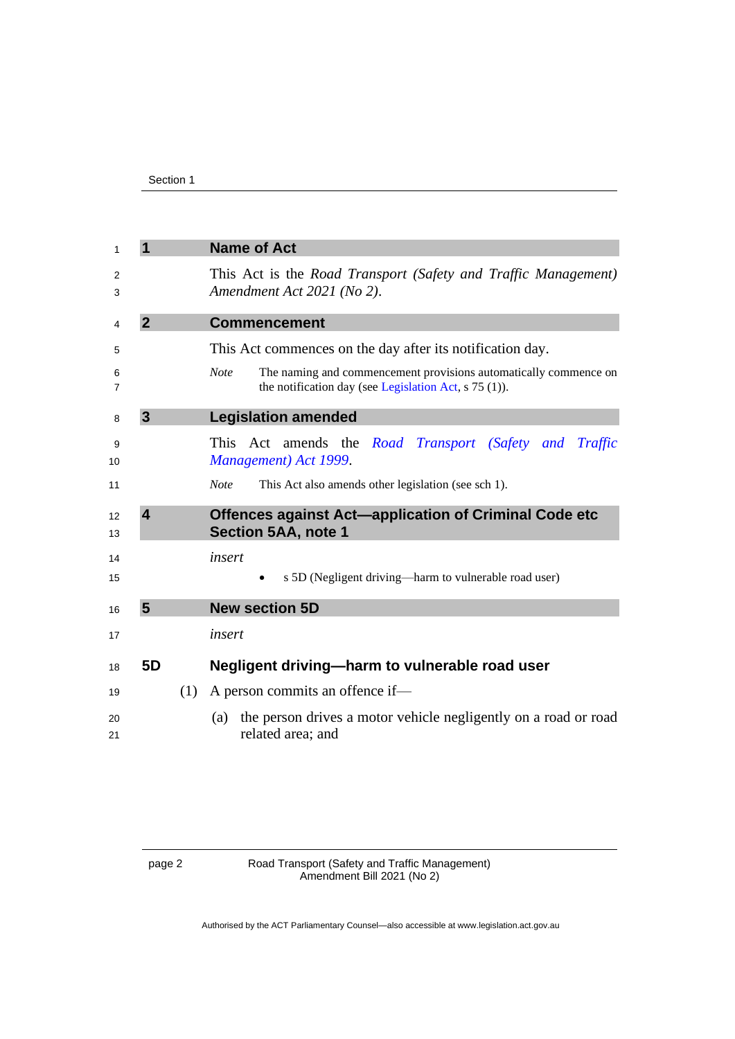## 1 Name of Act

This Act is the *Road Transport (Safety and Traffic Management) Amendment Act 2021 (No 2)*.

## 2 Commencement

This Act commences on the day after its notification day.

*Note* The naming and commencement provisions automatically commence on the notification day (see Legislation Act, s 75 (1)).

## 3 Legislation amended

This Act amends the *Road Transport (Safety and Traffic Management) Act 1999*.

*Note* This Act also amends other legislation (see sch 1).

## 4 Offences against Act—application of Criminal Code etc Section 5AA, note 1

*insert*

- s 5D (Negligent driving—harm to vulnerable road user)

## 5 New section 5D

*insert*

### 5D Negligent driving—harm to vulnerable road user

(1) A person commits an offence if—

(a) the person drives a motor vehicle negligently on a road or road related area; and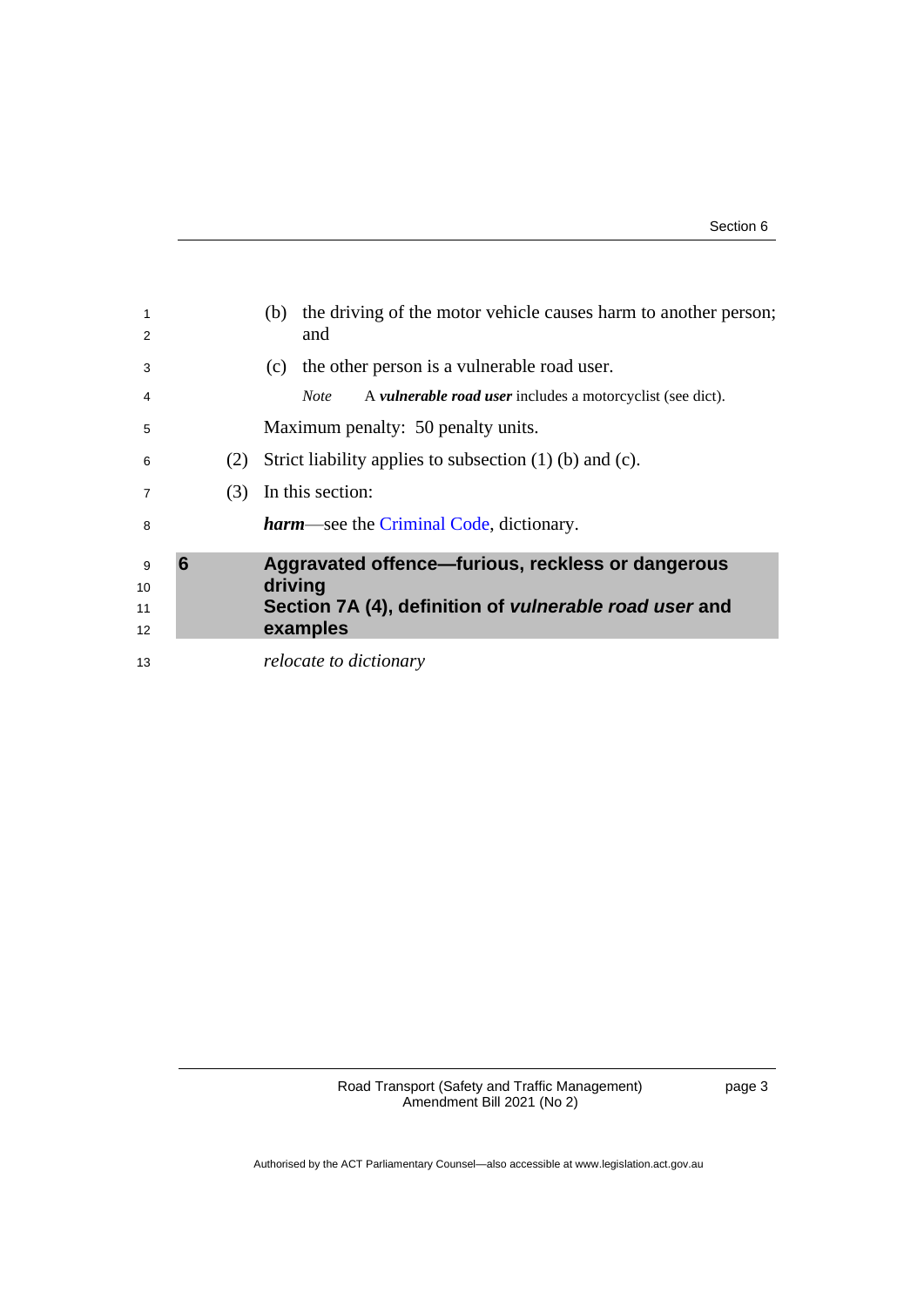(b) the driving of the motor vehicle causes harm to another person; and

(c) the other person is a vulnerable road user.

*Note* A ***vulnerable road user*** includes a motorcyclist (see dict).

Maximum penalty: 50 penalty units.

(2) Strict liability applies to subsection (1) (b) and (c).

(3) In this section:

***harm***—see the Criminal Code, dictionary.

## 6 Aggravated offence—furious, reckless or dangerous driving Section 7A (4), definition of *vulnerable road user* and examples

*relocate to dictionary*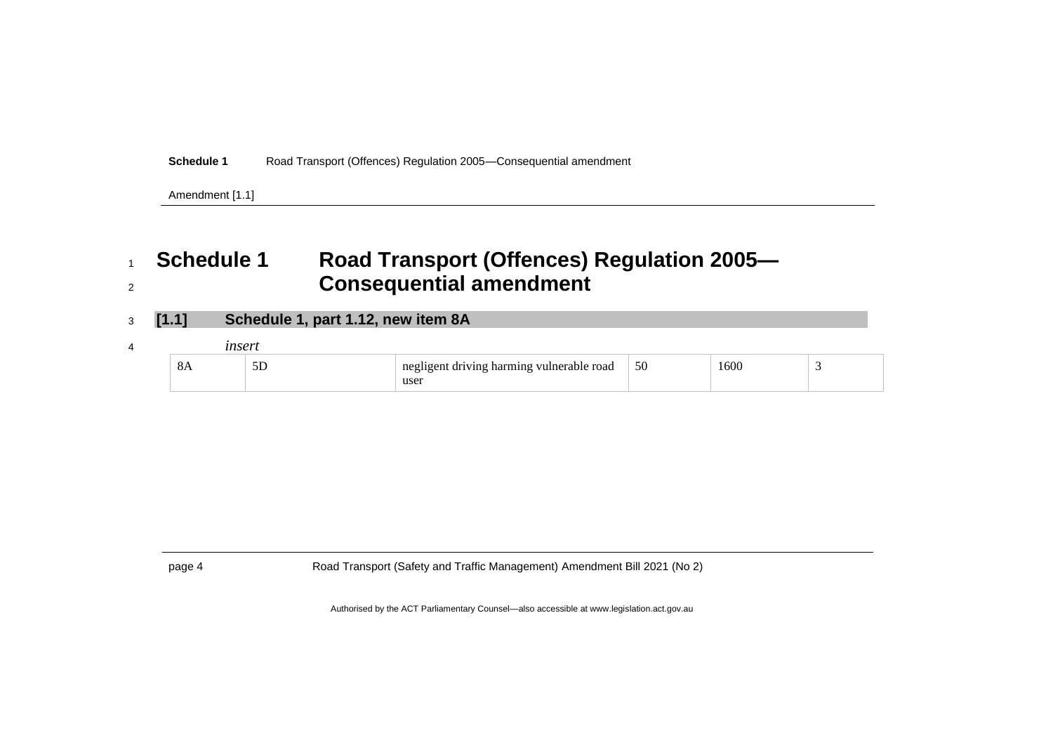# Schedule 1 Road Transport (Offences) Regulation 2005—Consequential amendment

## [1.1] Schedule 1, part 1.12, new item 8A

*insert*

| 8A | 5D | negligent driving harming vulnerable road user | 50 | 1600 | 3 |
|---|---|---|---|---|---|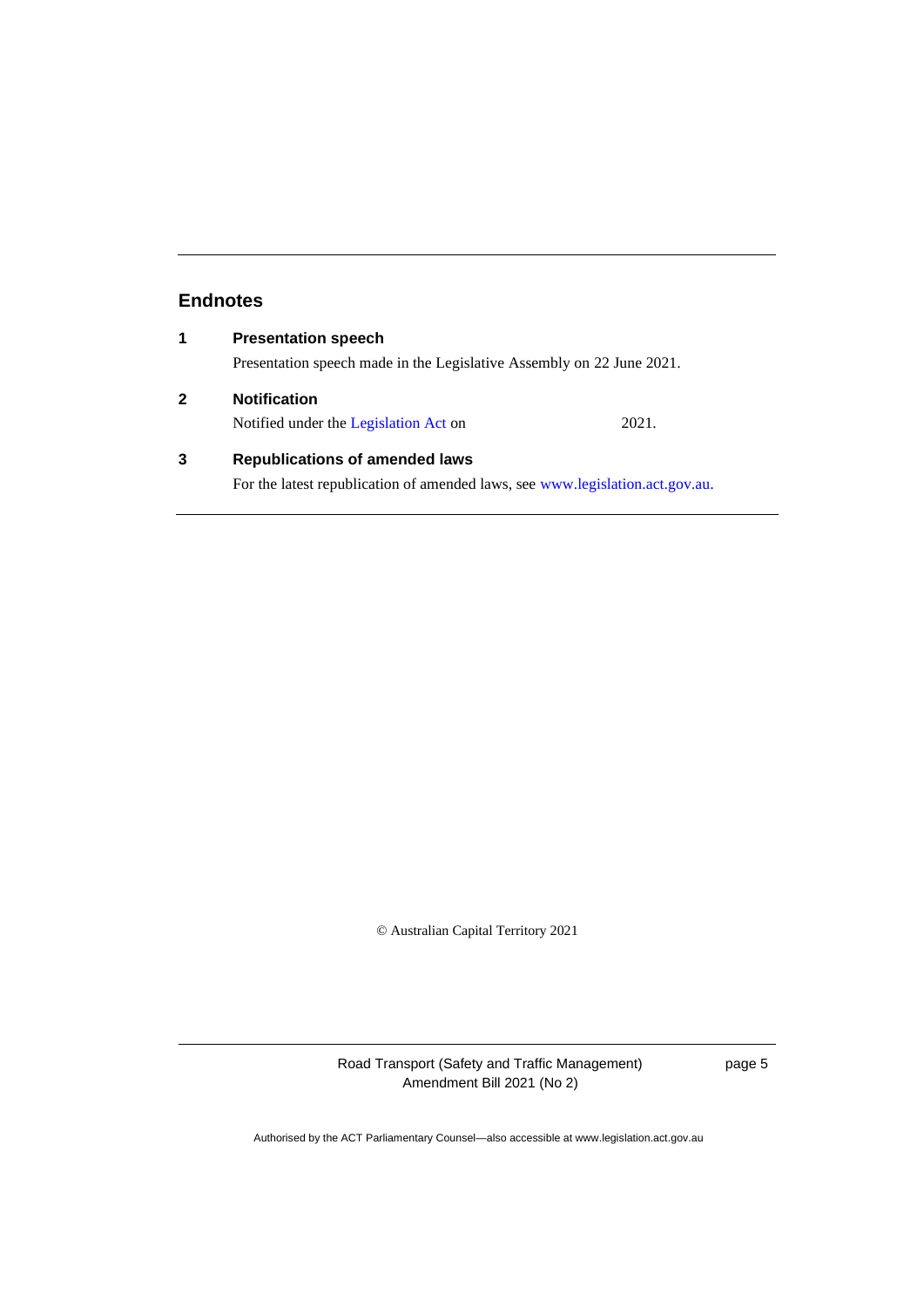## Endnotes

**1 Presentation speech**

Presentation speech made in the Legislative Assembly on 22 June 2021.

**2 Notification**

Notified under the Legislation Act on                    2021.

**3 Republications of amended laws**

For the latest republication of amended laws, see www.legislation.act.gov.au.

© Australian Capital Territory 2021